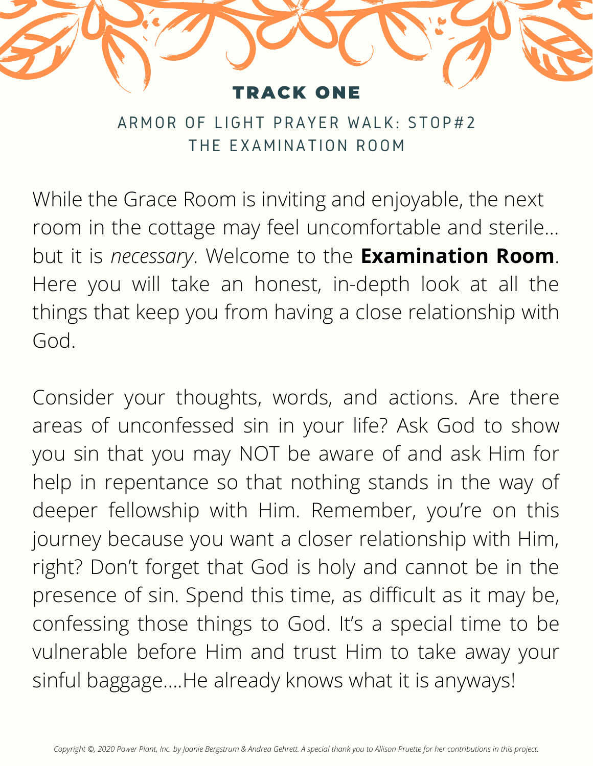# TRACK ONE

## ARMOR OF LIGHT PRAYER WALK: STOP#2
## THE EXAMINATION ROOM

While the Grace Room is inviting and enjoyable, the next room in the cottage may feel uncomfortable and sterile... but it is *necessary*. Welcome to the **Examination Room**. Here you will take an honest, in-depth look at all the things that keep you from having a close relationship with God.

Consider your thoughts, words, and actions. Are there areas of unconfessed sin in your life? Ask God to show you sin that you may NOT be aware of and ask Him for help in repentance so that nothing stands in the way of deeper fellowship with Him. Remember, you're on this journey because you want a closer relationship with Him, right? Don't forget that God is holy and cannot be in the presence of sin. Spend this time, as difficult as it may be, confessing those things to God. It's a special time to be vulnerable before Him and trust Him to take away your sinful baggage....He already knows what it is anyways!

*Copyright ©, 2020 Power Plant, Inc. by Joanie Bergstrum & Andrea Gehrett. A special thank you to Allison Pruette for her contributions in this project.*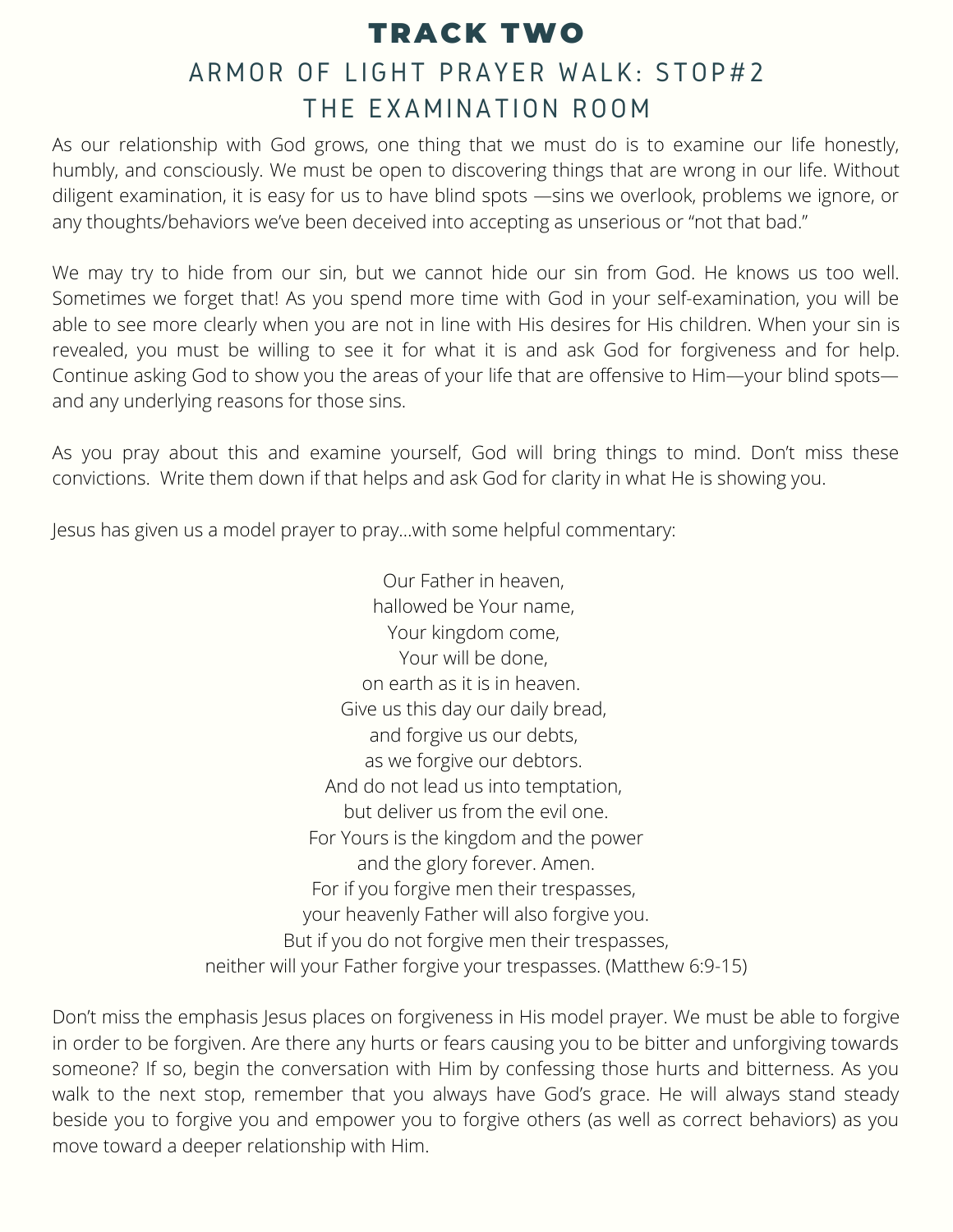# TRACK TWO

## ARMOR OF LIGHT PRAYER WALK: STOP#2
## THE EXAMINATION ROOM

As our relationship with God grows, one thing that we must do is to examine our life honestly, humbly, and consciously. We must be open to discovering things that are wrong in our life. Without diligent examination, it is easy for us to have blind spots —sins we overlook, problems we ignore, or any thoughts/behaviors we've been deceived into accepting as unserious or "not that bad."

We may try to hide from our sin, but we cannot hide our sin from God. He knows us too well. Sometimes we forget that! As you spend more time with God in your self-examination, you will be able to see more clearly when you are not in line with His desires for His children. When your sin is revealed, you must be willing to see it for what it is and ask God for forgiveness and for help. Continue asking God to show you the areas of your life that are offensive to Him—your blind spots—and any underlying reasons for those sins.

As you pray about this and examine yourself, God will bring things to mind. Don't miss these convictions. Write them down if that helps and ask God for clarity in what He is showing you.

Jesus has given us a model prayer to pray...with some helpful commentary:

Our Father in heaven,  
hallowed be Your name,  
Your kingdom come,  
Your will be done,  
on earth as it is in heaven.  
Give us this day our daily bread,  
and forgive us our debts,  
as we forgive our debtors.  
And do not lead us into temptation,  
but deliver us from the evil one.  
For Yours is the kingdom and the power  
and the glory forever. Amen.  
For if you forgive men their trespasses,  
your heavenly Father will also forgive you.  
But if you do not forgive men their trespasses,  
neither will your Father forgive your trespasses. (Matthew 6:9-15)

Don't miss the emphasis Jesus places on forgiveness in His model prayer. We must be able to forgive in order to be forgiven. Are there any hurts or fears causing you to be bitter and unforgiving towards someone? If so, begin the conversation with Him by confessing those hurts and bitterness. As you walk to the next stop, remember that you always have God's grace. He will always stand steady beside you to forgive you and empower you to forgive others (as well as correct behaviors) as you move toward a deeper relationship with Him.